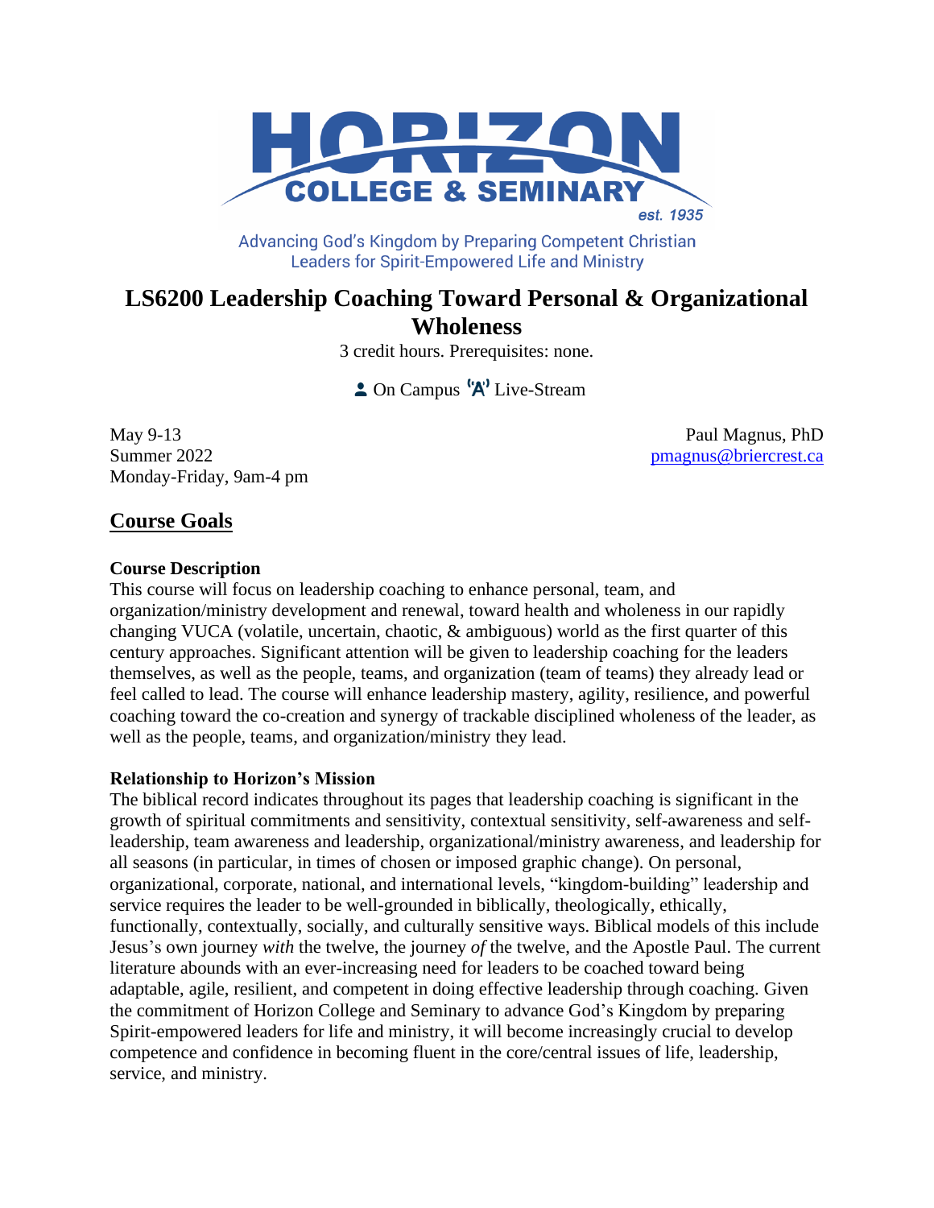HORIZON COLLEGE & SEMINARY est. 1935

Advancing God's Kingdom by Preparing Competent Christian Leaders for Spirit-Empowered Life and Ministry

# LS6200 Leadership Coaching Toward Personal & Organizational Wholeness

3 credit hours. Prerequisites: none.

On Campus Live-Stream

May 9-13
Summer 2022
Monday-Friday, 9am-4 pm

Paul Magnus, PhD
pmagnus@briercrest.ca

## Course Goals

### Course Description

This course will focus on leadership coaching to enhance personal, team, and organization/ministry development and renewal, toward health and wholeness in our rapidly changing VUCA (volatile, uncertain, chaotic, & ambiguous) world as the first quarter of this century approaches. Significant attention will be given to leadership coaching for the leaders themselves, as well as the people, teams, and organization (team of teams) they already lead or feel called to lead. The course will enhance leadership mastery, agility, resilience, and powerful coaching toward the co-creation and synergy of trackable disciplined wholeness of the leader, as well as the people, teams, and organization/ministry they lead.

### Relationship to Horizon's Mission

The biblical record indicates throughout its pages that leadership coaching is significant in the growth of spiritual commitments and sensitivity, contextual sensitivity, self-awareness and self-leadership, team awareness and leadership, organizational/ministry awareness, and leadership for all seasons (in particular, in times of chosen or imposed graphic change). On personal, organizational, corporate, national, and international levels, "kingdom-building" leadership and service requires the leader to be well-grounded in biblically, theologically, ethically, functionally, contextually, socially, and culturally sensitive ways. Biblical models of this include Jesus's own journey *with* the twelve, the journey *of* the twelve, and the Apostle Paul. The current literature abounds with an ever-increasing need for leaders to be coached toward being adaptable, agile, resilient, and competent in doing effective leadership through coaching. Given the commitment of Horizon College and Seminary to advance God's Kingdom by preparing Spirit-empowered leaders for life and ministry, it will become increasingly crucial to develop competence and confidence in becoming fluent in the core/central issues of life, leadership, service, and ministry.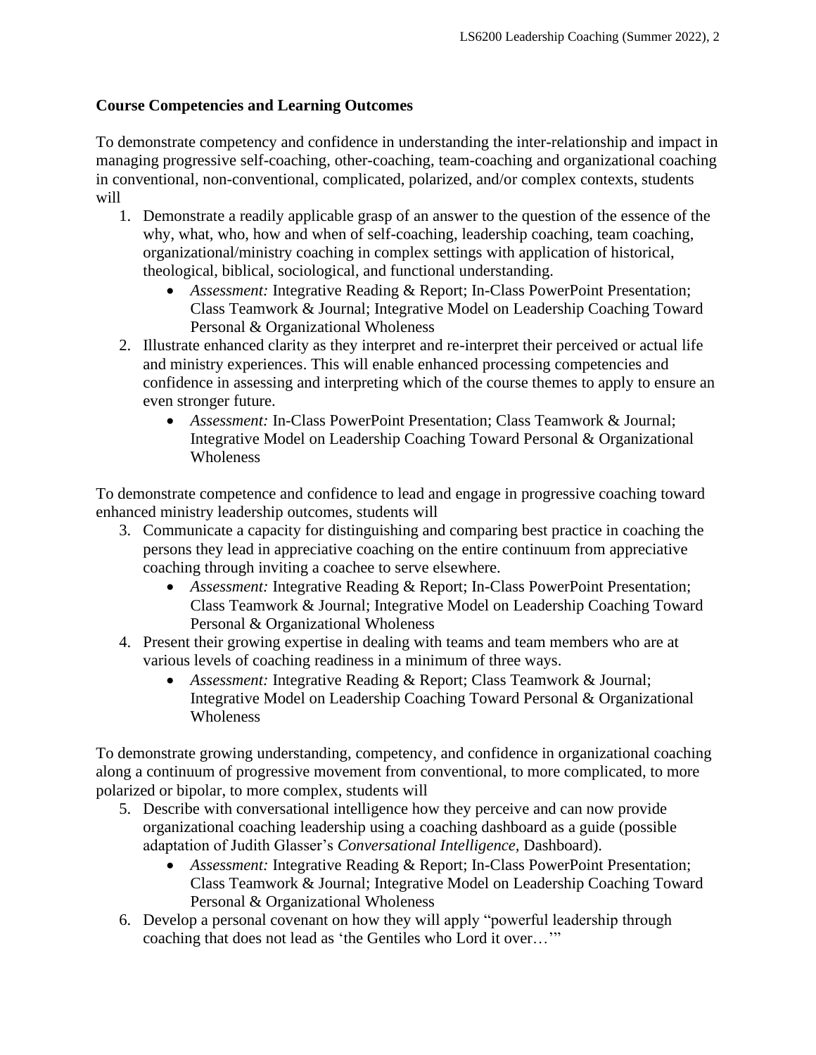**Course Competencies and Learning Outcomes**

To demonstrate competency and confidence in understanding the inter-relationship and impact in managing progressive self-coaching, other-coaching, team-coaching and organizational coaching in conventional, non-conventional, complicated, polarized, and/or complex contexts, students will

1. Demonstrate a readily applicable grasp of an answer to the question of the essence of the why, what, who, how and when of self-coaching, leadership coaching, team coaching, organizational/ministry coaching in complex settings with application of historical, theological, biblical, sociological, and functional understanding.
    - *Assessment:* Integrative Reading & Report; In-Class PowerPoint Presentation; Class Teamwork & Journal; Integrative Model on Leadership Coaching Toward Personal & Organizational Wholeness
2. Illustrate enhanced clarity as they interpret and re-interpret their perceived or actual life and ministry experiences. This will enable enhanced processing competencies and confidence in assessing and interpreting which of the course themes to apply to ensure an even stronger future.
    - *Assessment:* In-Class PowerPoint Presentation; Class Teamwork & Journal; Integrative Model on Leadership Coaching Toward Personal & Organizational Wholeness

To demonstrate competence and confidence to lead and engage in progressive coaching toward enhanced ministry leadership outcomes, students will

3. Communicate a capacity for distinguishing and comparing best practice in coaching the persons they lead in appreciative coaching on the entire continuum from appreciative coaching through inviting a coachee to serve elsewhere.
    - *Assessment:* Integrative Reading & Report; In-Class PowerPoint Presentation; Class Teamwork & Journal; Integrative Model on Leadership Coaching Toward Personal & Organizational Wholeness
4. Present their growing expertise in dealing with teams and team members who are at various levels of coaching readiness in a minimum of three ways.
    - *Assessment:* Integrative Reading & Report; Class Teamwork & Journal; Integrative Model on Leadership Coaching Toward Personal & Organizational Wholeness

To demonstrate growing understanding, competency, and confidence in organizational coaching along a continuum of progressive movement from conventional, to more complicated, to more polarized or bipolar, to more complex, students will

5. Describe with conversational intelligence how they perceive and can now provide organizational coaching leadership using a coaching dashboard as a guide (possible adaptation of Judith Glasser's *Conversational Intelligence,* Dashboard).
    - *Assessment:* Integrative Reading & Report; In-Class PowerPoint Presentation; Class Teamwork & Journal; Integrative Model on Leadership Coaching Toward Personal & Organizational Wholeness
6. Develop a personal covenant on how they will apply "powerful leadership through coaching that does not lead as 'the Gentiles who Lord it over…'"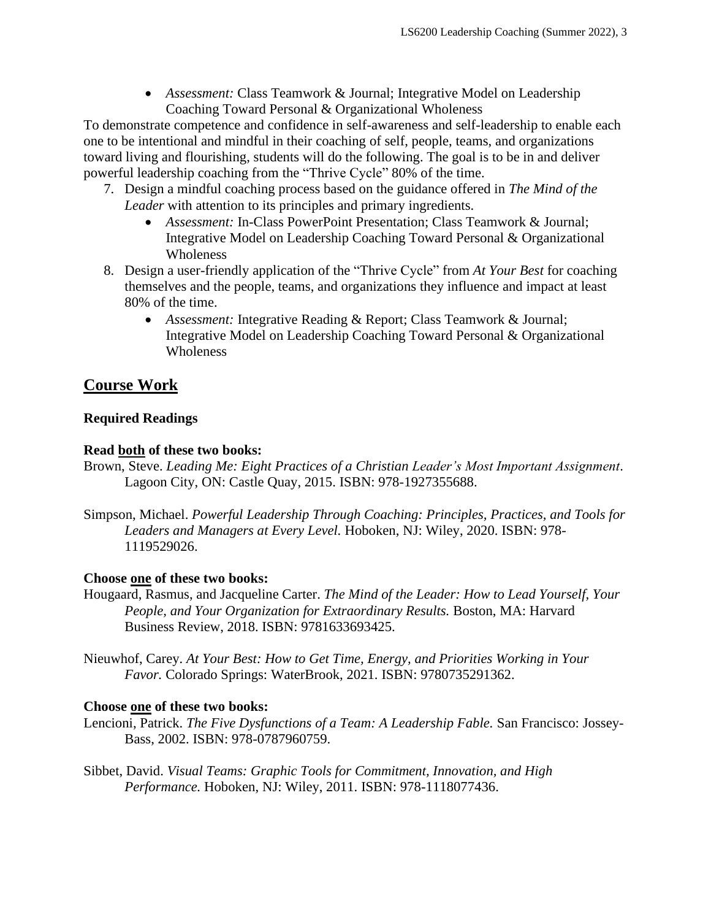- *Assessment:* Class Teamwork & Journal; Integrative Model on Leadership Coaching Toward Personal & Organizational Wholeness

To demonstrate competence and confidence in self-awareness and self-leadership to enable each one to be intentional and mindful in their coaching of self, people, teams, and organizations toward living and flourishing, students will do the following. The goal is to be in and deliver powerful leadership coaching from the "Thrive Cycle" 80% of the time.

7. Design a mindful coaching process based on the guidance offered in *The Mind of the Leader* with attention to its principles and primary ingredients.
    - *Assessment:* In-Class PowerPoint Presentation; Class Teamwork & Journal; Integrative Model on Leadership Coaching Toward Personal & Organizational Wholeness
8. Design a user-friendly application of the "Thrive Cycle" from *At Your Best* for coaching themselves and the people, teams, and organizations they influence and impact at least 80% of the time.
    - *Assessment:* Integrative Reading & Report; Class Teamwork & Journal; Integrative Model on Leadership Coaching Toward Personal & Organizational Wholeness

## Course Work

### Required Readings

**Read both of these two books:**

Brown, Steve. *Leading Me: Eight Practices of a Christian Leader's Most Important Assignment*. Lagoon City, ON: Castle Quay, 2015. ISBN: 978-1927355688.

Simpson, Michael. *Powerful Leadership Through Coaching: Principles, Practices, and Tools for Leaders and Managers at Every Level.* Hoboken, NJ: Wiley, 2020. ISBN: 978-1119529026.

**Choose one of these two books:**

Hougaard, Rasmus, and Jacqueline Carter. *The Mind of the Leader: How to Lead Yourself, Your People, and Your Organization for Extraordinary Results.* Boston, MA: Harvard Business Review, 2018. ISBN: 9781633693425.

Nieuwhof, Carey. *At Your Best: How to Get Time, Energy, and Priorities Working in Your Favor.* Colorado Springs: WaterBrook, 2021. ISBN: 9780735291362.

**Choose one of these two books:**

Lencioni, Patrick. *The Five Dysfunctions of a Team: A Leadership Fable.* San Francisco: Jossey-Bass, 2002. ISBN: 978-0787960759.

Sibbet, David. *Visual Teams: Graphic Tools for Commitment, Innovation, and High Performance.* Hoboken, NJ: Wiley, 2011. ISBN: 978-1118077436.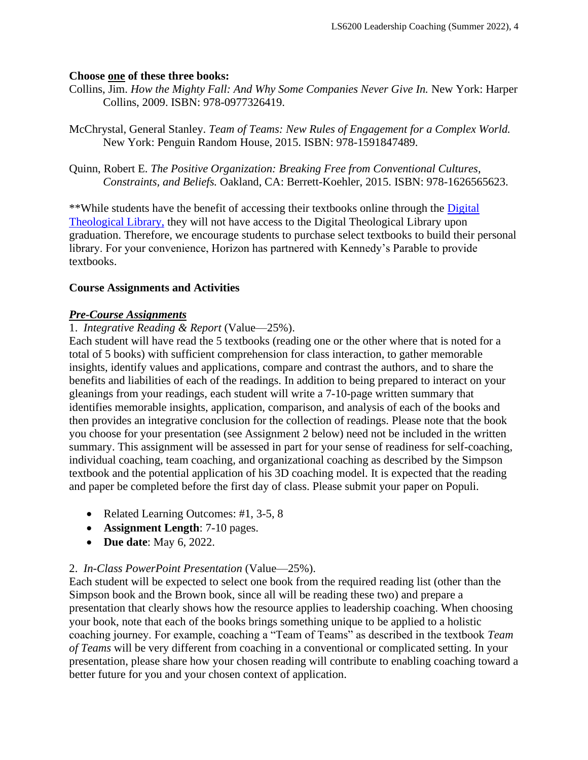**Choose one of these three books:**

Collins, Jim. *How the Mighty Fall: And Why Some Companies Never Give In.* New York: Harper Collins, 2009. ISBN: 978-0977326419.

McChrystal, General Stanley. *Team of Teams: New Rules of Engagement for a Complex World.* New York: Penguin Random House, 2015. ISBN: 978-1591847489.

Quinn, Robert E. *The Positive Organization: Breaking Free from Conventional Cultures, Constraints, and Beliefs.* Oakland, CA: Berrett-Koehler, 2015. ISBN: 978-1626565623.

**While students have the benefit of accessing their textbooks online through the Digital Theological Library, they will not have access to the Digital Theological Library upon graduation. Therefore, we encourage students to purchase select textbooks to build their personal library. For your convenience, Horizon has partnered with Kennedy's Parable to provide textbooks.

**Course Assignments and Activities**

***Pre-Course Assignments***

1. *Integrative Reading & Report* (Value—25%).
Each student will have read the 5 textbooks (reading one or the other where that is noted for a total of 5 books) with sufficient comprehension for class interaction, to gather memorable insights, identify values and applications, compare and contrast the authors, and to share the benefits and liabilities of each of the readings. In addition to being prepared to interact on your gleanings from your readings, each student will write a 7-10-page written summary that identifies memorable insights, application, comparison, and analysis of each of the books and then provides an integrative conclusion for the collection of readings. Please note that the book you choose for your presentation (see Assignment 2 below) need not be included in the written summary. This assignment will be assessed in part for your sense of readiness for self-coaching, individual coaching, team coaching, and organizational coaching as described by the Simpson textbook and the potential application of his 3D coaching model. It is expected that the reading and paper be completed before the first day of class. Please submit your paper on Populi.

- Related Learning Outcomes: #1, 3-5, 8
- **Assignment Length**: 7-10 pages.
- **Due date**: May 6, 2022.

2. *In-Class PowerPoint Presentation* (Value—25%).
Each student will be expected to select one book from the required reading list (other than the Simpson book and the Brown book, since all will be reading these two) and prepare a presentation that clearly shows how the resource applies to leadership coaching. When choosing your book, note that each of the books brings something unique to be applied to a holistic coaching journey. For example, coaching a "Team of Teams" as described in the textbook *Team of Teams* will be very different from coaching in a conventional or complicated setting. In your presentation, please share how your chosen reading will contribute to enabling coaching toward a better future for you and your chosen context of application.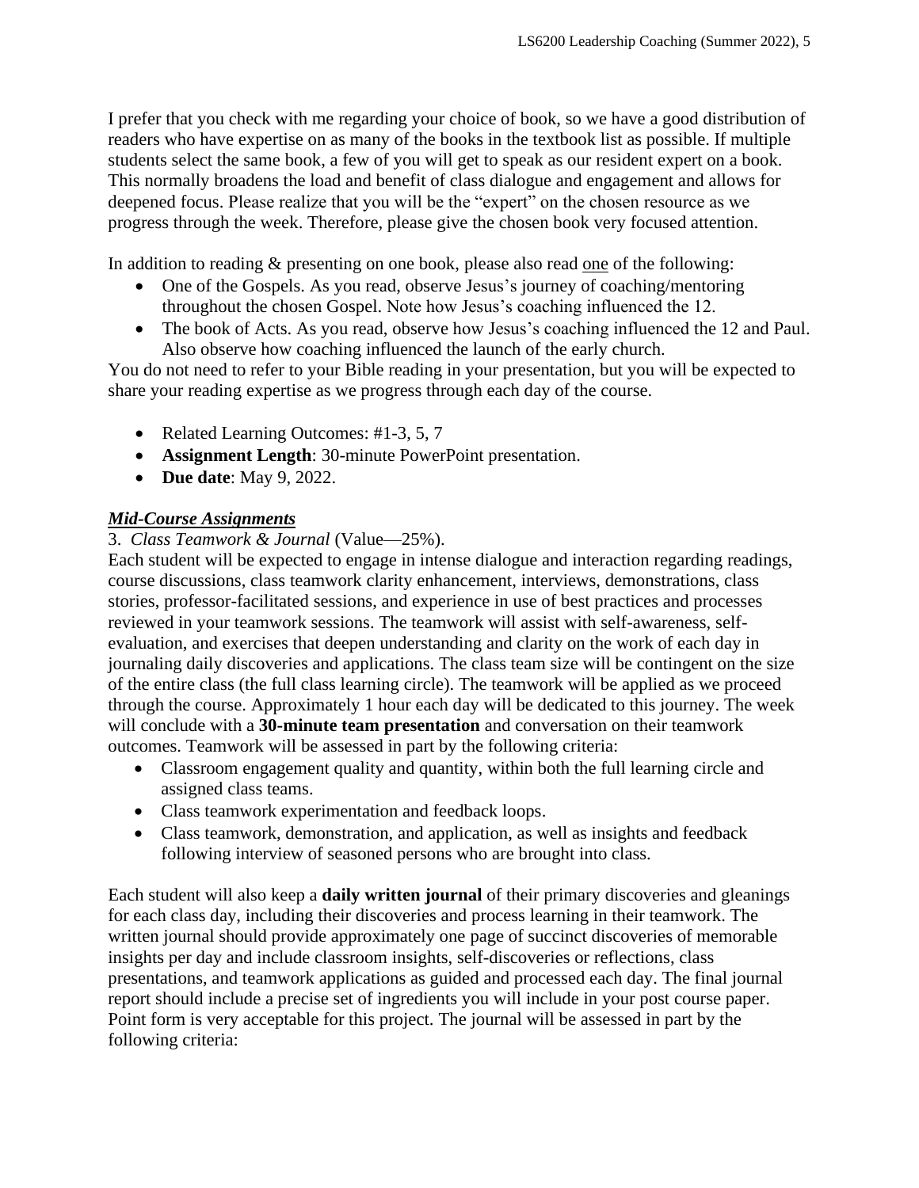I prefer that you check with me regarding your choice of book, so we have a good distribution of readers who have expertise on as many of the books in the textbook list as possible. If multiple students select the same book, a few of you will get to speak as our resident expert on a book. This normally broadens the load and benefit of class dialogue and engagement and allows for deepened focus. Please realize that you will be the "expert" on the chosen resource as we progress through the week. Therefore, please give the chosen book very focused attention.

In addition to reading & presenting on one book, please also read <u>one</u> of the following:

- One of the Gospels. As you read, observe Jesus's journey of coaching/mentoring throughout the chosen Gospel. Note how Jesus's coaching influenced the 12.
- The book of Acts. As you read, observe how Jesus's coaching influenced the 12 and Paul. Also observe how coaching influenced the launch of the early church.

You do not need to refer to your Bible reading in your presentation, but you will be expected to share your reading expertise as we progress through each day of the course.

- Related Learning Outcomes: #1-3, 5, 7
- **Assignment Length**: 30-minute PowerPoint presentation.
- **Due date**: May 9, 2022.

***<u>Mid-Course Assignments</u>***

3. *Class Teamwork & Journal* (Value—25%).

Each student will be expected to engage in intense dialogue and interaction regarding readings, course discussions, class teamwork clarity enhancement, interviews, demonstrations, class stories, professor-facilitated sessions, and experience in use of best practices and processes reviewed in your teamwork sessions. The teamwork will assist with self-awareness, self-evaluation, and exercises that deepen understanding and clarity on the work of each day in journaling daily discoveries and applications. The class team size will be contingent on the size of the entire class (the full class learning circle). The teamwork will be applied as we proceed through the course. Approximately 1 hour each day will be dedicated to this journey. The week will conclude with a **30-minute team presentation** and conversation on their teamwork outcomes. Teamwork will be assessed in part by the following criteria:

- Classroom engagement quality and quantity, within both the full learning circle and assigned class teams.
- Class teamwork experimentation and feedback loops.
- Class teamwork, demonstration, and application, as well as insights and feedback following interview of seasoned persons who are brought into class.

Each student will also keep a **daily written journal** of their primary discoveries and gleanings for each class day, including their discoveries and process learning in their teamwork. The written journal should provide approximately one page of succinct discoveries of memorable insights per day and include classroom insights, self-discoveries or reflections, class presentations, and teamwork applications as guided and processed each day. The final journal report should include a precise set of ingredients you will include in your post course paper. Point form is very acceptable for this project. The journal will be assessed in part by the following criteria: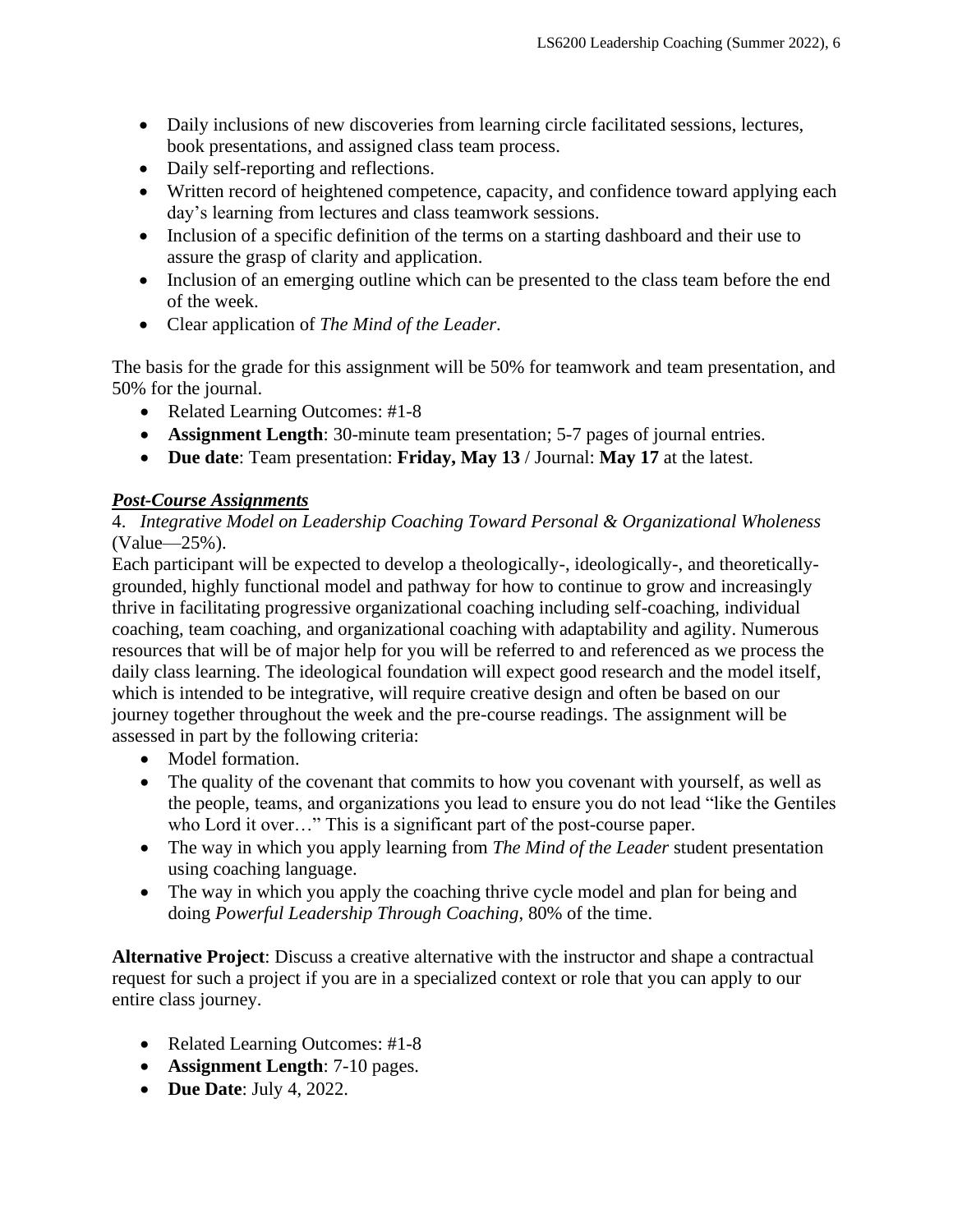- Daily inclusions of new discoveries from learning circle facilitated sessions, lectures, book presentations, and assigned class team process.
- Daily self-reporting and reflections.
- Written record of heightened competence, capacity, and confidence toward applying each day's learning from lectures and class teamwork sessions.
- Inclusion of a specific definition of the terms on a starting dashboard and their use to assure the grasp of clarity and application.
- Inclusion of an emerging outline which can be presented to the class team before the end of the week.
- Clear application of *The Mind of the Leader*.

The basis for the grade for this assignment will be 50% for teamwork and team presentation, and 50% for the journal.

- Related Learning Outcomes: #1-8
- **Assignment Length**: 30-minute team presentation; 5-7 pages of journal entries.
- **Due date**: Team presentation: **Friday, May 13** / Journal: **May 17** at the latest.

***Post-Course Assignments***

4. *Integrative Model on Leadership Coaching Toward Personal & Organizational Wholeness* (Value—25%).

Each participant will be expected to develop a theologically-, ideologically-, and theoretically-grounded, highly functional model and pathway for how to continue to grow and increasingly thrive in facilitating progressive organizational coaching including self-coaching, individual coaching, team coaching, and organizational coaching with adaptability and agility. Numerous resources that will be of major help for you will be referred to and referenced as we process the daily class learning. The ideological foundation will expect good research and the model itself, which is intended to be integrative, will require creative design and often be based on our journey together throughout the week and the pre-course readings. The assignment will be assessed in part by the following criteria:

- Model formation.
- The quality of the covenant that commits to how you covenant with yourself, as well as the people, teams, and organizations you lead to ensure you do not lead "like the Gentiles who Lord it over…" This is a significant part of the post-course paper.
- The way in which you apply learning from *The Mind of the Leader* student presentation using coaching language.
- The way in which you apply the coaching thrive cycle model and plan for being and doing *Powerful Leadership Through Coaching*, 80% of the time.

**Alternative Project**: Discuss a creative alternative with the instructor and shape a contractual request for such a project if you are in a specialized context or role that you can apply to our entire class journey.

- Related Learning Outcomes: #1-8
- **Assignment Length**: 7-10 pages.
- **Due Date**: July 4, 2022.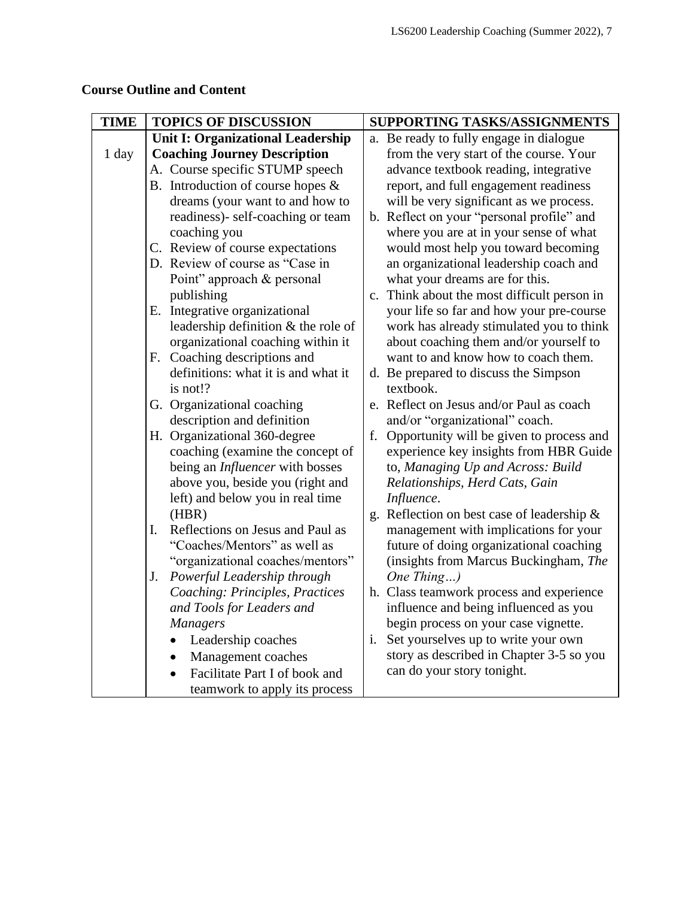**Course Outline and Content**

| TIME | TOPICS OF DISCUSSION | SUPPORTING TASKS/ASSIGNMENTS |
|---|---|---|
| 1 day | **Unit I: Organizational Leadership Coaching Journey Description**<br>A. Course specific STUMP speech<br>B. Introduction of course hopes & dreams (your want to and how to readiness)- self-coaching or team coaching you<br>C. Review of course expectations<br>D. Review of course as "Case in Point" approach & personal publishing<br>E. Integrative organizational leadership definition & the role of organizational coaching within it<br>F. Coaching descriptions and definitions: what it is and what it is not!?<br>G. Organizational coaching description and definition<br>H. Organizational 360-degree coaching (examine the concept of being an *Influencer* with bosses above you, beside you (right and left) and below you in real time (HBR)<br>I. Reflections on Jesus and Paul as "Coaches/Mentors" as well as "organizational coaches/mentors"<br>J. *Powerful Leadership through Coaching: Principles, Practices and Tools for Leaders and Managers*<br>• Leadership coaches<br>• Management coaches<br>• Facilitate Part I of book and teamwork to apply its process | a. Be ready to fully engage in dialogue from the very start of the course. Your advance textbook reading, integrative report, and full engagement readiness will be very significant as we process.<br>b. Reflect on your "personal profile" and where you are at in your sense of what would most help you toward becoming an organizational leadership coach and what your dreams are for this.<br>c. Think about the most difficult person in your life so far and how your pre-course work has already stimulated you to think about coaching them and/or yourself to want to and know how to coach them.<br>d. Be prepared to discuss the Simpson textbook.<br>e. Reflect on Jesus and/or Paul as coach and/or "organizational" coach.<br>f. Opportunity will be given to process and experience key insights from HBR Guide to, *Managing Up and Across: Build Relationships, Herd Cats, Gain Influence*.<br>g. Reflection on best case of leadership & management with implications for your future of doing organizational coaching (insights from Marcus Buckingham, *The One Thing…)*<br>h. Class teamwork process and experience influence and being influenced as you begin process on your case vignette.<br>i. Set yourselves up to write your own story as described in Chapter 3-5 so you can do your story tonight. |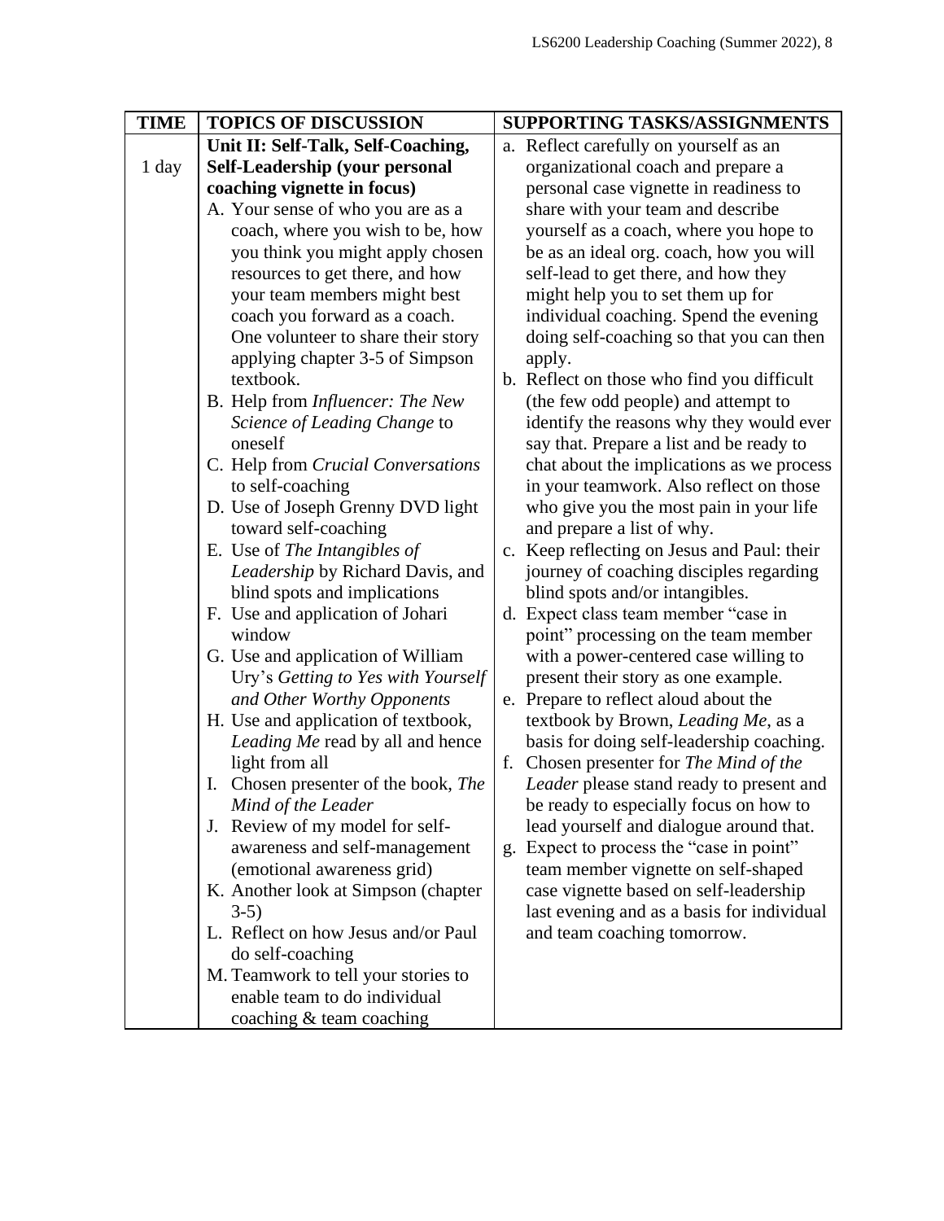| TIME | TOPICS OF DISCUSSION | SUPPORTING TASKS/ASSIGNMENTS |
|---|---|---|
| 1 day | **Unit II: Self-Talk, Self-Coaching, Self-Leadership (your personal coaching vignette in focus)**<br>A. Your sense of who you are as a coach, where you wish to be, how you think you might apply chosen resources to get there, and how your team members might best coach you forward as a coach. One volunteer to share their story applying chapter 3-5 of Simpson textbook.<br>B. Help from *Influencer: The New Science of Leading Change* to oneself<br>C. Help from *Crucial Conversations* to self-coaching<br>D. Use of Joseph Grenny DVD light toward self-coaching<br>E. Use of *The Intangibles of Leadership* by Richard Davis, and blind spots and implications<br>F. Use and application of Johari window<br>G. Use and application of William Ury's *Getting to Yes with Yourself and Other Worthy Opponents*<br>H. Use and application of textbook, *Leading Me* read by all and hence light from all<br>I. Chosen presenter of the book, *The Mind of the Leader*<br>J. Review of my model for self-awareness and self-management (emotional awareness grid)<br>K. Another look at Simpson (chapter 3-5)<br>L. Reflect on how Jesus and/or Paul do self-coaching<br>M. Teamwork to tell your stories to enable team to do individual coaching & team coaching | a. Reflect carefully on yourself as an organizational coach and prepare a personal case vignette in readiness to share with your team and describe yourself as a coach, where you hope to be as an ideal org. coach, how you will self-lead to get there, and how they might help you to set them up for individual coaching. Spend the evening doing self-coaching so that you can then apply.<br>b. Reflect on those who find you difficult (the few odd people) and attempt to identify the reasons why they would ever say that. Prepare a list and be ready to chat about the implications as we process in your teamwork. Also reflect on those who give you the most pain in your life and prepare a list of why.<br>c. Keep reflecting on Jesus and Paul: their journey of coaching disciples regarding blind spots and/or intangibles.<br>d. Expect class team member "case in point" processing on the team member with a power-centered case willing to present their story as one example.<br>e. Prepare to reflect aloud about the textbook by Brown, *Leading Me*, as a basis for doing self-leadership coaching.<br>f. Chosen presenter for *The Mind of the Leader* please stand ready to present and be ready to especially focus on how to lead yourself and dialogue around that.<br>g. Expect to process the "case in point" team member vignette on self-shaped case vignette based on self-leadership last evening and as a basis for individual and team coaching tomorrow. |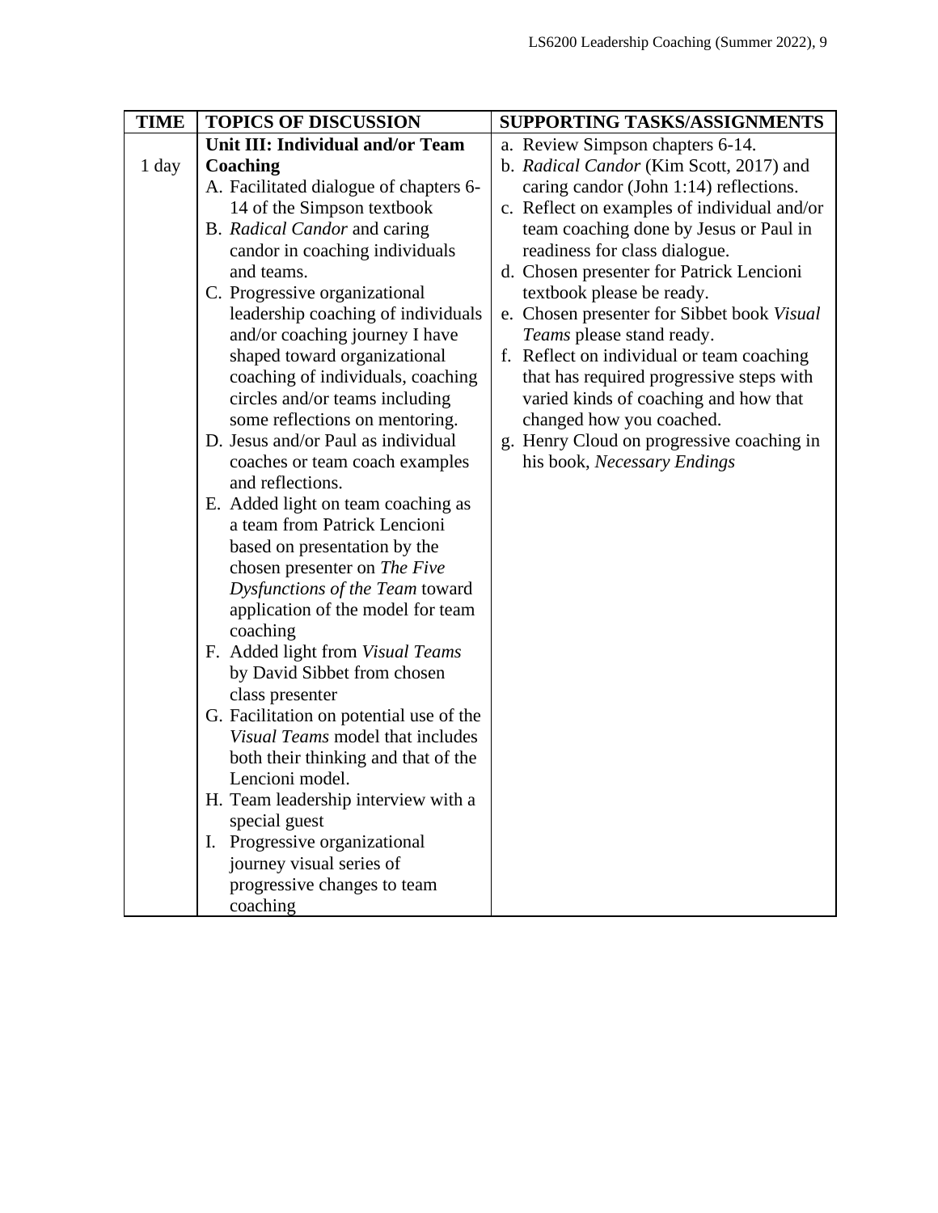| TIME | TOPICS OF DISCUSSION | SUPPORTING TASKS/ASSIGNMENTS |
|---|---|---|
| 1 day | **Unit III: Individual and/or Team Coaching**<br>A. Facilitated dialogue of chapters 6-14 of the Simpson textbook<br>B. *Radical Candor* and caring candor in coaching individuals and teams.<br>C. Progressive organizational leadership coaching of individuals and/or coaching journey I have shaped toward organizational coaching of individuals, coaching circles and/or teams including some reflections on mentoring.<br>D. Jesus and/or Paul as individual coaches or team coach examples and reflections.<br>E. Added light on team coaching as a team from Patrick Lencioni based on presentation by the chosen presenter on *The Five Dysfunctions of the Team* toward application of the model for team coaching<br>F. Added light from *Visual Teams* by David Sibbet from chosen class presenter<br>G. Facilitation on potential use of the *Visual Teams* model that includes both their thinking and that of the Lencioni model.<br>H. Team leadership interview with a special guest<br>I. Progressive organizational journey visual series of progressive changes to team coaching | a. Review Simpson chapters 6-14.<br>b. *Radical Candor* (Kim Scott, 2017) and caring candor (John 1:14) reflections.<br>c. Reflect on examples of individual and/or team coaching done by Jesus or Paul in readiness for class dialogue.<br>d. Chosen presenter for Patrick Lencioni textbook please be ready.<br>e. Chosen presenter for Sibbet book *Visual Teams* please stand ready.<br>f. Reflect on individual or team coaching that has required progressive steps with varied kinds of coaching and how that changed how you coached.<br>g. Henry Cloud on progressive coaching in his book, *Necessary Endings* |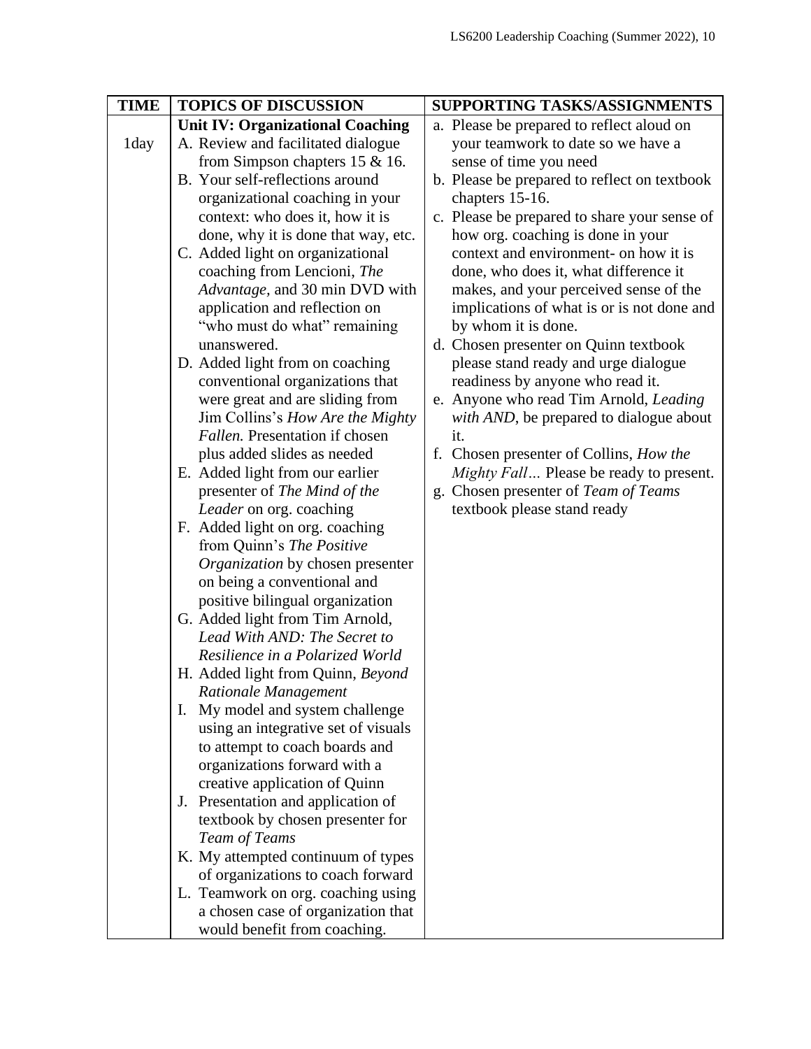| TIME | TOPICS OF DISCUSSION | SUPPORTING TASKS/ASSIGNMENTS |
|---|---|---|
| 1day | **Unit IV: Organizational Coaching**<br>A. Review and facilitated dialogue from Simpson chapters 15 & 16.<br>B. Your self-reflections around organizational coaching in your context: who does it, how it is done, why it is done that way, etc.<br>C. Added light on organizational coaching from Lencioni, *The Advantage,* and 30 min DVD with application and reflection on "who must do what" remaining unanswered.<br>D. Added light from on coaching conventional organizations that were great and are sliding from Jim Collins's *How Are the Mighty Fallen.* Presentation if chosen plus added slides as needed<br>E. Added light from our earlier presenter of *The Mind of the Leader* on org. coaching<br>F. Added light on org. coaching from Quinn's *The Positive Organization* by chosen presenter on being a conventional and positive bilingual organization<br>G. Added light from Tim Arnold, *Lead With AND: The Secret to Resilience in a Polarized World*<br>H. Added light from Quinn, *Beyond Rationale Management*<br>I. My model and system challenge using an integrative set of visuals to attempt to coach boards and organizations forward with a creative application of Quinn<br>J. Presentation and application of textbook by chosen presenter for *Team of Teams*<br>K. My attempted continuum of types of organizations to coach forward<br>L. Teamwork on org. coaching using a chosen case of organization that would benefit from coaching. | a. Please be prepared to reflect aloud on your teamwork to date so we have a sense of time you need<br>b. Please be prepared to reflect on textbook chapters 15-16.<br>c. Please be prepared to share your sense of how org. coaching is done in your context and environment- on how it is done, who does it, what difference it makes, and your perceived sense of the implications of what is or is not done and by whom it is done.<br>d. Chosen presenter on Quinn textbook please stand ready and urge dialogue readiness by anyone who read it.<br>e. Anyone who read Tim Arnold, *Leading with AND*, be prepared to dialogue about it.<br>f. Chosen presenter of Collins, *How the Mighty Fall…* Please be ready to present.<br>g. Chosen presenter of *Team of Teams* textbook please stand ready |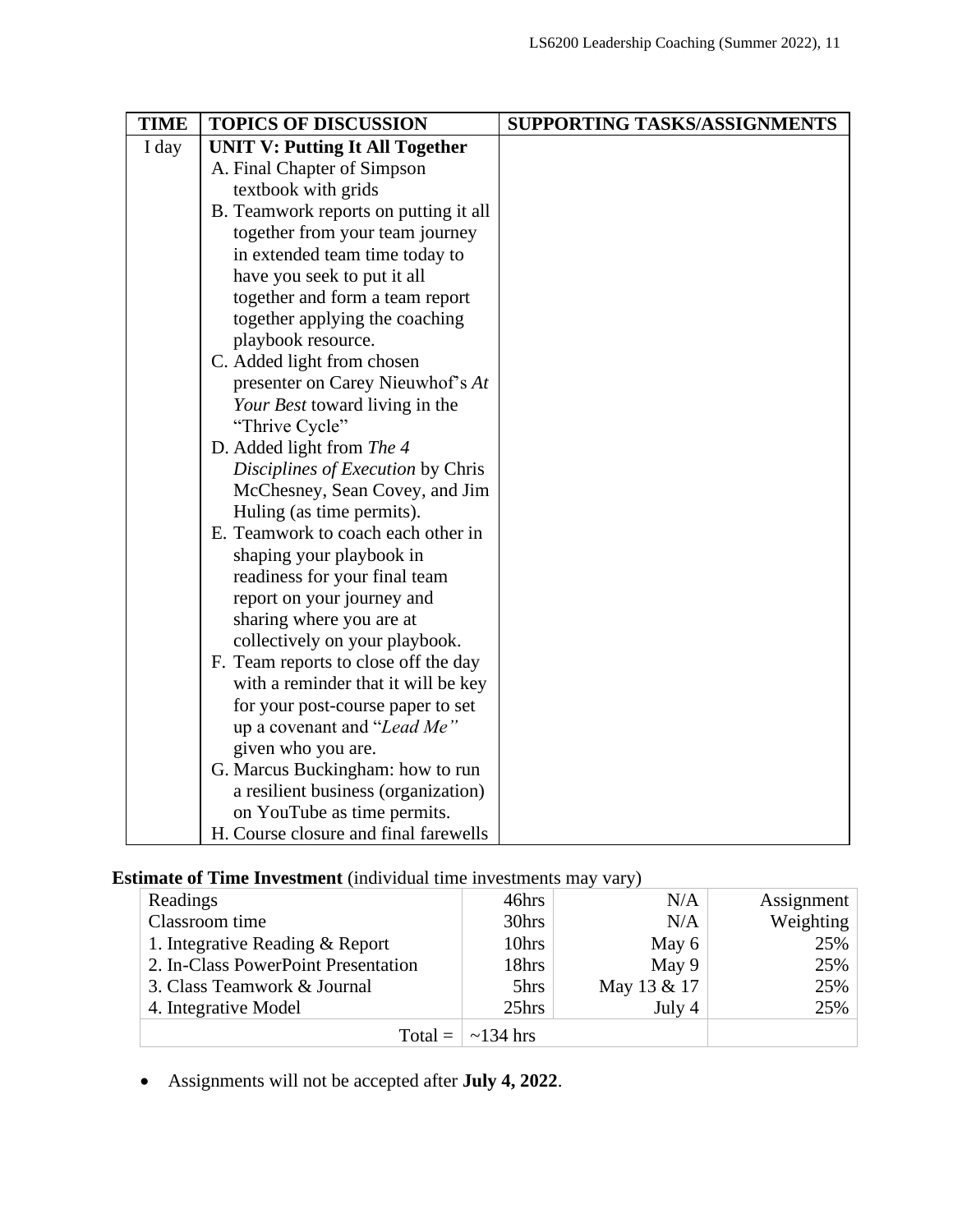| TIME | TOPICS OF DISCUSSION | SUPPORTING TASKS/ASSIGNMENTS |
|---|---|---|
| I day | **UNIT V: Putting It All Together**<br>A. Final Chapter of Simpson textbook with grids<br>B. Teamwork reports on putting it all together from your team journey in extended team time today to have you seek to put it all together and form a team report together applying the coaching playbook resource.<br>C. Added light from chosen presenter on Carey Nieuwhof's *At Your Best* toward living in the "Thrive Cycle"<br>D. Added light from *The 4 Disciplines of Execution* by Chris McChesney, Sean Covey, and Jim Huling (as time permits).<br>E. Teamwork to coach each other in shaping your playbook in readiness for your final team report on your journey and sharing where you are at collectively on your playbook.<br>F. Team reports to close off the day with a reminder that it will be key for your post-course paper to set up a covenant and "*Lead Me"* given who you are.<br>G. Marcus Buckingham: how to run a resilient business (organization) on YouTube as time permits.<br>H. Course closure and final farewells | |

**Estimate of Time Investment** (individual time investments may vary)

| | | | |
|---|---|---|---|
| Readings | 46hrs | N/A | Assignment |
| Classroom time | 30hrs | N/A | Weighting |
| 1. Integrative Reading & Report | 10hrs | May 6 | 25% |
| 2. In-Class PowerPoint Presentation | 18hrs | May 9 | 25% |
| 3. Class Teamwork & Journal | 5hrs | May 13 & 17 | 25% |
| 4. Integrative Model | 25hrs | July 4 | 25% |
| Total = | ~134 hrs | | |

- Assignments will not be accepted after **July 4, 2022**.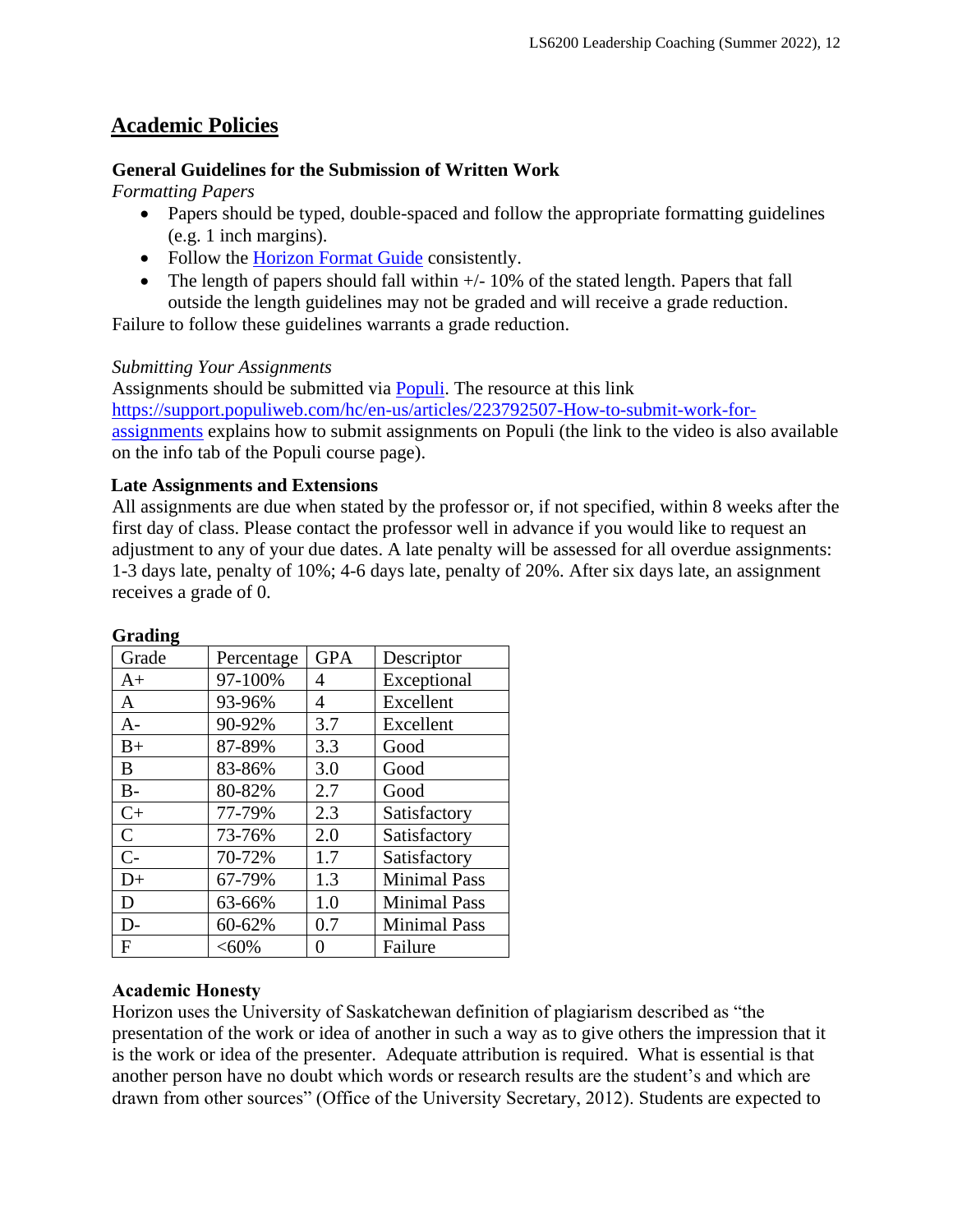## Academic Policies

### General Guidelines for the Submission of Written Work

*Formatting Papers*

- Papers should be typed, double-spaced and follow the appropriate formatting guidelines (e.g. 1 inch margins).
- Follow the [Horizon Format Guide]() consistently.
- The length of papers should fall within +/- 10% of the stated length. Papers that fall outside the length guidelines may not be graded and will receive a grade reduction.

Failure to follow these guidelines warrants a grade reduction.

*Submitting Your Assignments*

Assignments should be submitted via [Populi](). The resource at this link [https://support.populiweb.com/hc/en-us/articles/223792507-How-to-submit-work-for-assignments](https://support.populiweb.com/hc/en-us/articles/223792507-How-to-submit-work-for-assignments) explains how to submit assignments on Populi (the link to the video is also available on the info tab of the Populi course page).

### Late Assignments and Extensions

All assignments are due when stated by the professor or, if not specified, within 8 weeks after the first day of class. Please contact the professor well in advance if you would like to request an adjustment to any of your due dates. A late penalty will be assessed for all overdue assignments: 1-3 days late, penalty of 10%; 4-6 days late, penalty of 20%. After six days late, an assignment receives a grade of 0.

### Grading

| Grade | Percentage | GPA | Descriptor |
|---|---|---|---|
| A+ | 97-100% | 4 | Exceptional |
| A | 93-96% | 4 | Excellent |
| A- | 90-92% | 3.7 | Excellent |
| B+ | 87-89% | 3.3 | Good |
| B | 83-86% | 3.0 | Good |
| B- | 80-82% | 2.7 | Good |
| C+ | 77-79% | 2.3 | Satisfactory |
| C | 73-76% | 2.0 | Satisfactory |
| C- | 70-72% | 1.7 | Satisfactory |
| D+ | 67-79% | 1.3 | Minimal Pass |
| D | 63-66% | 1.0 | Minimal Pass |
| D- | 60-62% | 0.7 | Minimal Pass |
| F | <60% | 0 | Failure |

### Academic Honesty

Horizon uses the University of Saskatchewan definition of plagiarism described as "the presentation of the work or idea of another in such a way as to give others the impression that it is the work or idea of the presenter. Adequate attribution is required. What is essential is that another person have no doubt which words or research results are the student's and which are drawn from other sources" (Office of the University Secretary, 2012). Students are expected to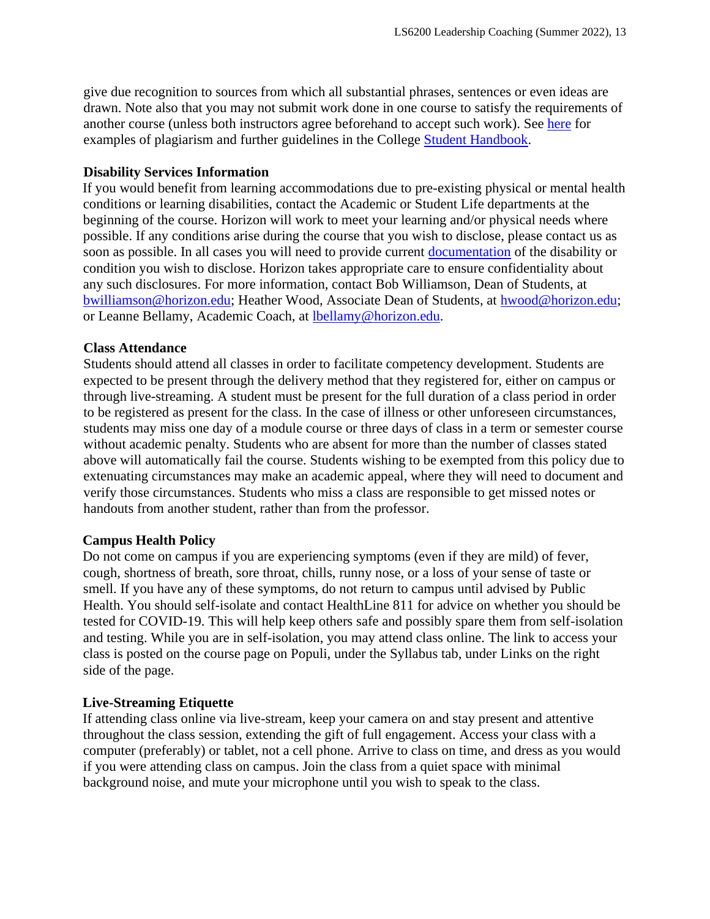give due recognition to sources from which all substantial phrases, sentences or even ideas are drawn. Note also that you may not submit work done in one course to satisfy the requirements of another course (unless both instructors agree beforehand to accept such work). See here for examples of plagiarism and further guidelines in the College Student Handbook.

**Disability Services Information**

If you would benefit from learning accommodations due to pre-existing physical or mental health conditions or learning disabilities, contact the Academic or Student Life departments at the beginning of the course. Horizon will work to meet your learning and/or physical needs where possible. If any conditions arise during the course that you wish to disclose, please contact us as soon as possible. In all cases you will need to provide current documentation of the disability or condition you wish to disclose. Horizon takes appropriate care to ensure confidentiality about any such disclosures. For more information, contact Bob Williamson, Dean of Students, at bwilliamson@horizon.edu; Heather Wood, Associate Dean of Students, at hwood@horizon.edu; or Leanne Bellamy, Academic Coach, at lbellamy@horizon.edu.

**Class Attendance**

Students should attend all classes in order to facilitate competency development. Students are expected to be present through the delivery method that they registered for, either on campus or through live-streaming. A student must be present for the full duration of a class period in order to be registered as present for the class. In the case of illness or other unforeseen circumstances, students may miss one day of a module course or three days of class in a term or semester course without academic penalty. Students who are absent for more than the number of classes stated above will automatically fail the course. Students wishing to be exempted from this policy due to extenuating circumstances may make an academic appeal, where they will need to document and verify those circumstances. Students who miss a class are responsible to get missed notes or handouts from another student, rather than from the professor.

**Campus Health Policy**

Do not come on campus if you are experiencing symptoms (even if they are mild) of fever, cough, shortness of breath, sore throat, chills, runny nose, or a loss of your sense of taste or smell. If you have any of these symptoms, do not return to campus until advised by Public Health. You should self-isolate and contact HealthLine 811 for advice on whether you should be tested for COVID-19. This will help keep others safe and possibly spare them from self-isolation and testing. While you are in self-isolation, you may attend class online. The link to access your class is posted on the course page on Populi, under the Syllabus tab, under Links on the right side of the page.

**Live-Streaming Etiquette**

If attending class online via live-stream, keep your camera on and stay present and attentive throughout the class session, extending the gift of full engagement. Access your class with a computer (preferably) or tablet, not a cell phone. Arrive to class on time, and dress as you would if you were attending class on campus. Join the class from a quiet space with minimal background noise, and mute your microphone until you wish to speak to the class.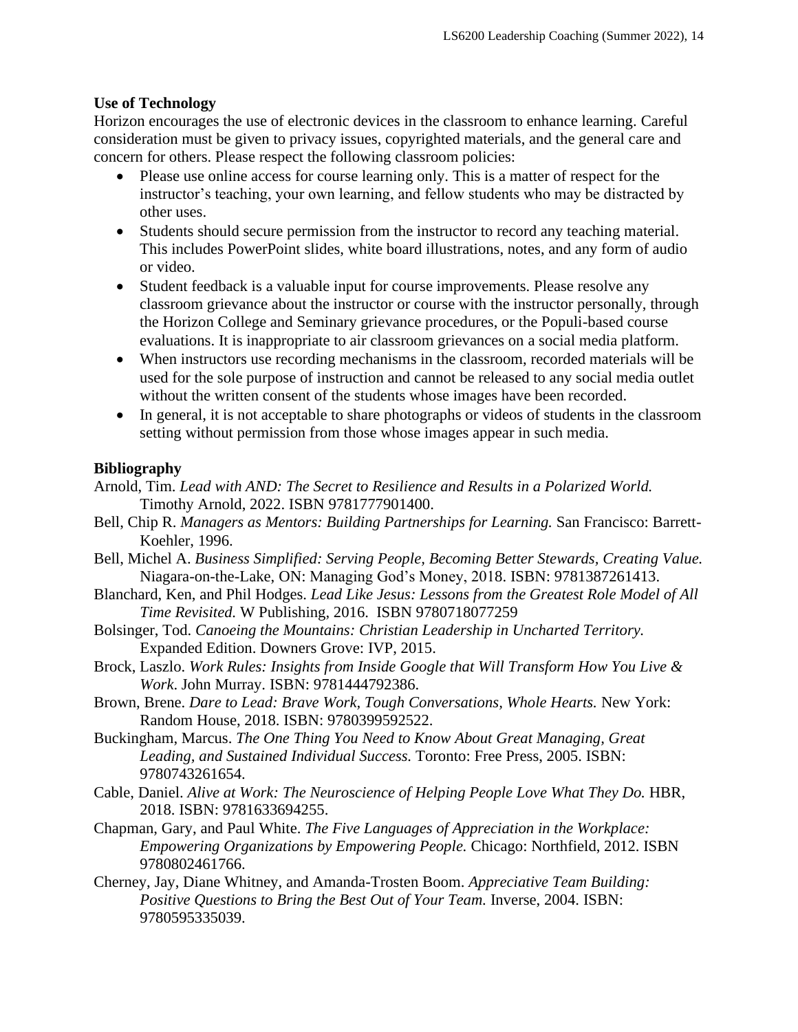**Use of Technology**

Horizon encourages the use of electronic devices in the classroom to enhance learning. Careful consideration must be given to privacy issues, copyrighted materials, and the general care and concern for others. Please respect the following classroom policies:

- Please use online access for course learning only. This is a matter of respect for the instructor's teaching, your own learning, and fellow students who may be distracted by other uses.
- Students should secure permission from the instructor to record any teaching material. This includes PowerPoint slides, white board illustrations, notes, and any form of audio or video.
- Student feedback is a valuable input for course improvements. Please resolve any classroom grievance about the instructor or course with the instructor personally, through the Horizon College and Seminary grievance procedures, or the Populi-based course evaluations. It is inappropriate to air classroom grievances on a social media platform.
- When instructors use recording mechanisms in the classroom, recorded materials will be used for the sole purpose of instruction and cannot be released to any social media outlet without the written consent of the students whose images have been recorded.
- In general, it is not acceptable to share photographs or videos of students in the classroom setting without permission from those whose images appear in such media.

**Bibliography**

Arnold, Tim. *Lead with AND: The Secret to Resilience and Results in a Polarized World.* Timothy Arnold, 2022. ISBN 9781777901400.

Bell, Chip R. *Managers as Mentors: Building Partnerships for Learning.* San Francisco: Barrett-Koehler, 1996.

Bell, Michel A. *Business Simplified: Serving People, Becoming Better Stewards, Creating Value.* Niagara-on-the-Lake, ON: Managing God's Money, 2018. ISBN: 9781387261413.

Blanchard, Ken, and Phil Hodges. *Lead Like Jesus: Lessons from the Greatest Role Model of All Time Revisited.* W Publishing, 2016. ISBN 9780718077259

Bolsinger, Tod. *Canoeing the Mountains: Christian Leadership in Uncharted Territory.* Expanded Edition. Downers Grove: IVP, 2015.

Brock, Laszlo. *Work Rules: Insights from Inside Google that Will Transform How You Live & Work*. John Murray. ISBN: 9781444792386.

Brown, Brene. *Dare to Lead: Brave Work, Tough Conversations, Whole Hearts.* New York: Random House, 2018. ISBN: 9780399592522.

Buckingham, Marcus. *The One Thing You Need to Know About Great Managing, Great Leading, and Sustained Individual Success.* Toronto: Free Press, 2005. ISBN: 9780743261654.

Cable, Daniel. *Alive at Work: The Neuroscience of Helping People Love What They Do.* HBR, 2018. ISBN: 9781633694255.

Chapman, Gary, and Paul White. *The Five Languages of Appreciation in the Workplace: Empowering Organizations by Empowering People.* Chicago: Northfield, 2012. ISBN 9780802461766.

Cherney, Jay, Diane Whitney, and Amanda-Trosten Boom. *Appreciative Team Building: Positive Questions to Bring the Best Out of Your Team.* Inverse, 2004. ISBN: 9780595335039.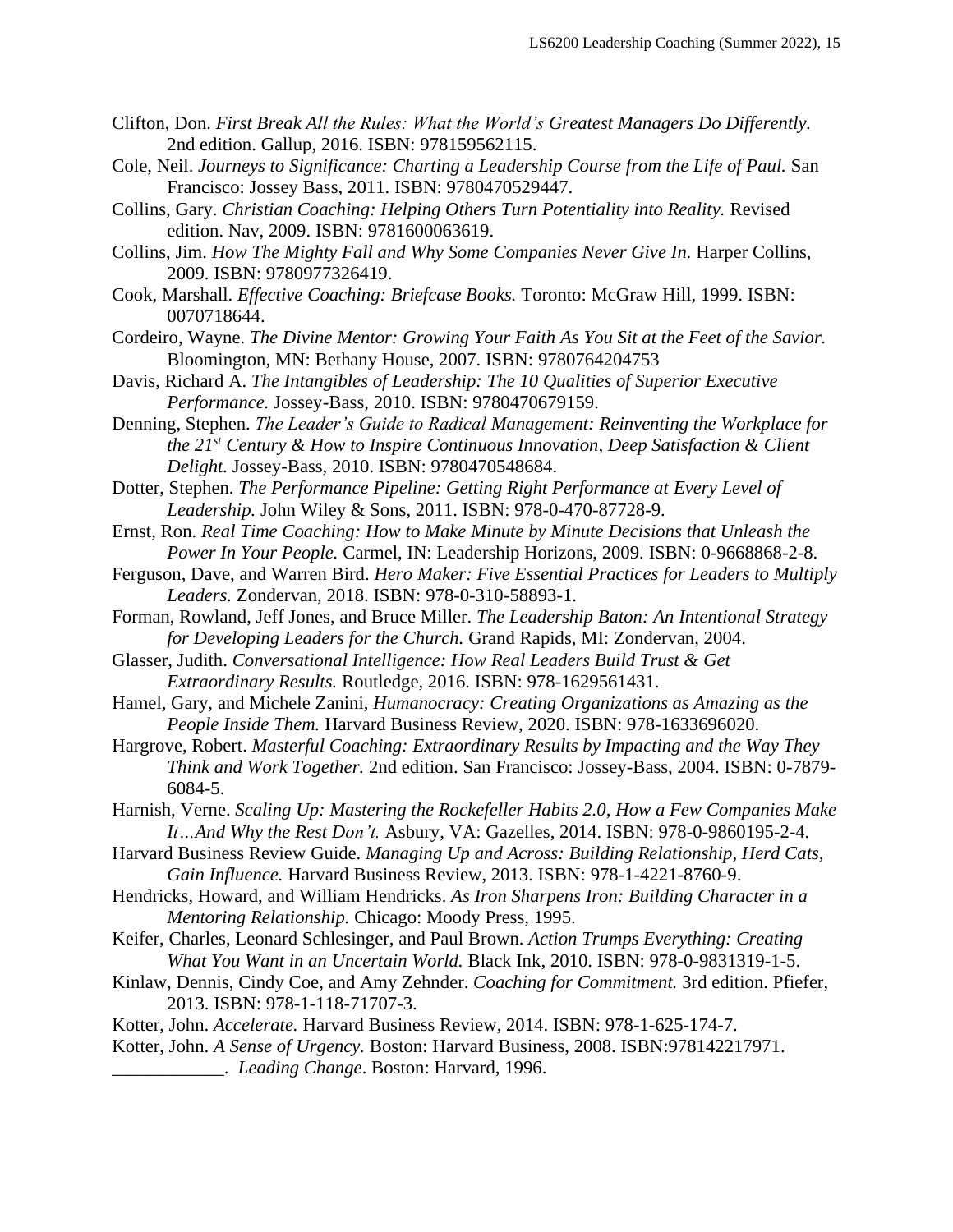Clifton, Don. *First Break All the Rules: What the World's Greatest Managers Do Differently.* 2nd edition. Gallup, 2016. ISBN: 978159562115.

Cole, Neil. *Journeys to Significance: Charting a Leadership Course from the Life of Paul.* San Francisco: Jossey Bass, 2011. ISBN: 9780470529447.

Collins, Gary. *Christian Coaching: Helping Others Turn Potentiality into Reality.* Revised edition. Nav, 2009. ISBN: 9781600063619.

Collins, Jim. *How The Mighty Fall and Why Some Companies Never Give In.* Harper Collins, 2009. ISBN: 9780977326419.

Cook, Marshall. *Effective Coaching: Briefcase Books.* Toronto: McGraw Hill, 1999. ISBN: 0070718644.

Cordeiro, Wayne. *The Divine Mentor: Growing Your Faith As You Sit at the Feet of the Savior.* Bloomington, MN: Bethany House, 2007. ISBN: 9780764204753

Davis, Richard A. *The Intangibles of Leadership: The 10 Qualities of Superior Executive Performance.* Jossey-Bass, 2010. ISBN: 9780470679159.

Denning, Stephen. *The Leader's Guide to Radical Management: Reinventing the Workplace for the 21st Century & How to Inspire Continuous Innovation, Deep Satisfaction & Client Delight.* Jossey-Bass, 2010. ISBN: 9780470548684.

Dotter, Stephen. *The Performance Pipeline: Getting Right Performance at Every Level of Leadership.* John Wiley & Sons, 2011. ISBN: 978-0-470-87728-9.

Ernst, Ron. *Real Time Coaching: How to Make Minute by Minute Decisions that Unleash the Power In Your People.* Carmel, IN: Leadership Horizons, 2009. ISBN: 0-9668868-2-8.

Ferguson, Dave, and Warren Bird. *Hero Maker: Five Essential Practices for Leaders to Multiply Leaders.* Zondervan, 2018. ISBN: 978-0-310-58893-1.

Forman, Rowland, Jeff Jones, and Bruce Miller. *The Leadership Baton: An Intentional Strategy for Developing Leaders for the Church.* Grand Rapids, MI: Zondervan, 2004.

Glasser, Judith. *Conversational Intelligence: How Real Leaders Build Trust & Get Extraordinary Results.* Routledge, 2016. ISBN: 978-1629561431.

Hamel, Gary, and Michele Zanini, *Humanocracy: Creating Organizations as Amazing as the People Inside Them.* Harvard Business Review, 2020. ISBN: 978-1633696020.

Hargrove, Robert. *Masterful Coaching: Extraordinary Results by Impacting and the Way They Think and Work Together.* 2nd edition. San Francisco: Jossey-Bass, 2004. ISBN: 0-7879-6084-5.

Harnish, Verne. *Scaling Up: Mastering the Rockefeller Habits 2.0, How a Few Companies Make It…And Why the Rest Don't.* Asbury, VA: Gazelles, 2014. ISBN: 978-0-9860195-2-4.

Harvard Business Review Guide. *Managing Up and Across: Building Relationship, Herd Cats, Gain Influence.* Harvard Business Review, 2013. ISBN: 978-1-4221-8760-9.

Hendricks, Howard, and William Hendricks. *As Iron Sharpens Iron: Building Character in a Mentoring Relationship.* Chicago: Moody Press, 1995.

Keifer, Charles, Leonard Schlesinger, and Paul Brown. *Action Trumps Everything: Creating What You Want in an Uncertain World.* Black Ink, 2010. ISBN: 978-0-9831319-1-5.

Kinlaw, Dennis, Cindy Coe, and Amy Zehnder. *Coaching for Commitment.* 3rd edition. Pfiefer, 2013. ISBN: 978-1-118-71707-3.

Kotter, John. *Accelerate.* Harvard Business Review, 2014. ISBN: 978-1-625-174-7.

Kotter, John. *A Sense of Urgency.* Boston: Harvard Business, 2008. ISBN:978142217971.

____________. *Leading Change*. Boston: Harvard, 1996.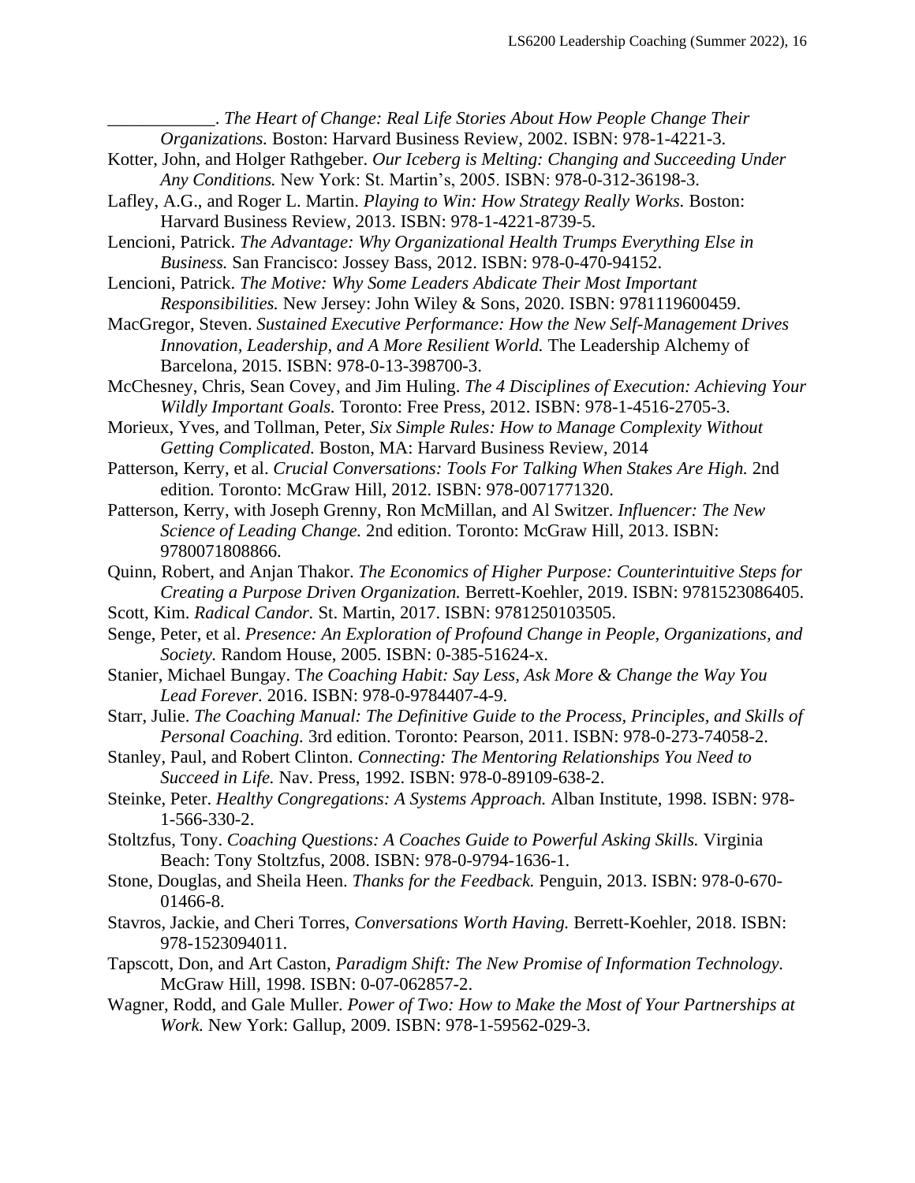\_\_\_\_\_\_\_\_\_\_\_\_. *The Heart of Change: Real Life Stories About How People Change Their Organizations.* Boston: Harvard Business Review, 2002. ISBN: 978-1-4221-3.

Kotter, John, and Holger Rathgeber. *Our Iceberg is Melting: Changing and Succeeding Under Any Conditions.* New York: St. Martin's, 2005. ISBN: 978-0-312-36198-3.

Lafley, A.G., and Roger L. Martin. *Playing to Win: How Strategy Really Works.* Boston: Harvard Business Review, 2013. ISBN: 978-1-4221-8739-5.

Lencioni, Patrick. *The Advantage: Why Organizational Health Trumps Everything Else in Business.* San Francisco: Jossey Bass, 2012. ISBN: 978-0-470-94152.

Lencioni, Patrick. *The Motive: Why Some Leaders Abdicate Their Most Important Responsibilities.* New Jersey: John Wiley & Sons, 2020. ISBN: 9781119600459.

MacGregor, Steven. *Sustained Executive Performance: How the New Self-Management Drives Innovation, Leadership, and A More Resilient World.* The Leadership Alchemy of Barcelona, 2015. ISBN: 978-0-13-398700-3.

McChesney, Chris, Sean Covey, and Jim Huling. *The 4 Disciplines of Execution: Achieving Your Wildly Important Goals.* Toronto: Free Press, 2012. ISBN: 978-1-4516-2705-3.

Morieux, Yves, and Tollman, Peter, *Six Simple Rules: How to Manage Complexity Without Getting Complicated.* Boston, MA: Harvard Business Review, 2014

Patterson, Kerry, et al. *Crucial Conversations: Tools For Talking When Stakes Are High.* 2nd edition. Toronto: McGraw Hill, 2012. ISBN: 978-0071771320.

Patterson, Kerry, with Joseph Grenny, Ron McMillan, and Al Switzer. *Influencer: The New Science of Leading Change.* 2nd edition. Toronto: McGraw Hill, 2013. ISBN: 9780071808866.

Quinn, Robert, and Anjan Thakor. *The Economics of Higher Purpose: Counterintuitive Steps for Creating a Purpose Driven Organization.* Berrett-Koehler, 2019. ISBN: 9781523086405.

Scott, Kim. *Radical Candor.* St. Martin, 2017. ISBN: 9781250103505.

Senge, Peter, et al. *Presence: An Exploration of Profound Change in People, Organizations, and Society.* Random House, 2005. ISBN: 0-385-51624-x.

Stanier, Michael Bungay. T*he Coaching Habit: Say Less, Ask More & Change the Way You Lead Forever.* 2016. ISBN: 978-0-9784407-4-9.

Starr, Julie. *The Coaching Manual: The Definitive Guide to the Process, Principles, and Skills of Personal Coaching.* 3rd edition. Toronto: Pearson, 2011. ISBN: 978-0-273-74058-2.

Stanley, Paul, and Robert Clinton. *Connecting: The Mentoring Relationships You Need to Succeed in Life.* Nav. Press, 1992. ISBN: 978-0-89109-638-2.

Steinke, Peter. *Healthy Congregations: A Systems Approach.* Alban Institute, 1998. ISBN: 978-1-566-330-2.

Stoltzfus, Tony. *Coaching Questions: A Coaches Guide to Powerful Asking Skills.* Virginia Beach: Tony Stoltzfus, 2008. ISBN: 978-0-9794-1636-1.

Stone, Douglas, and Sheila Heen. *Thanks for the Feedback.* Penguin, 2013. ISBN: 978-0-670-01466-8.

Stavros, Jackie, and Cheri Torres, *Conversations Worth Having.* Berrett-Koehler, 2018. ISBN: 978-1523094011.

Tapscott, Don, and Art Caston, *Paradigm Shift: The New Promise of Information Technology.* McGraw Hill, 1998. ISBN: 0-07-062857-2.

Wagner, Rodd, and Gale Muller. *Power of Two: How to Make the Most of Your Partnerships at Work.* New York: Gallup, 2009. ISBN: 978-1-59562-029-3.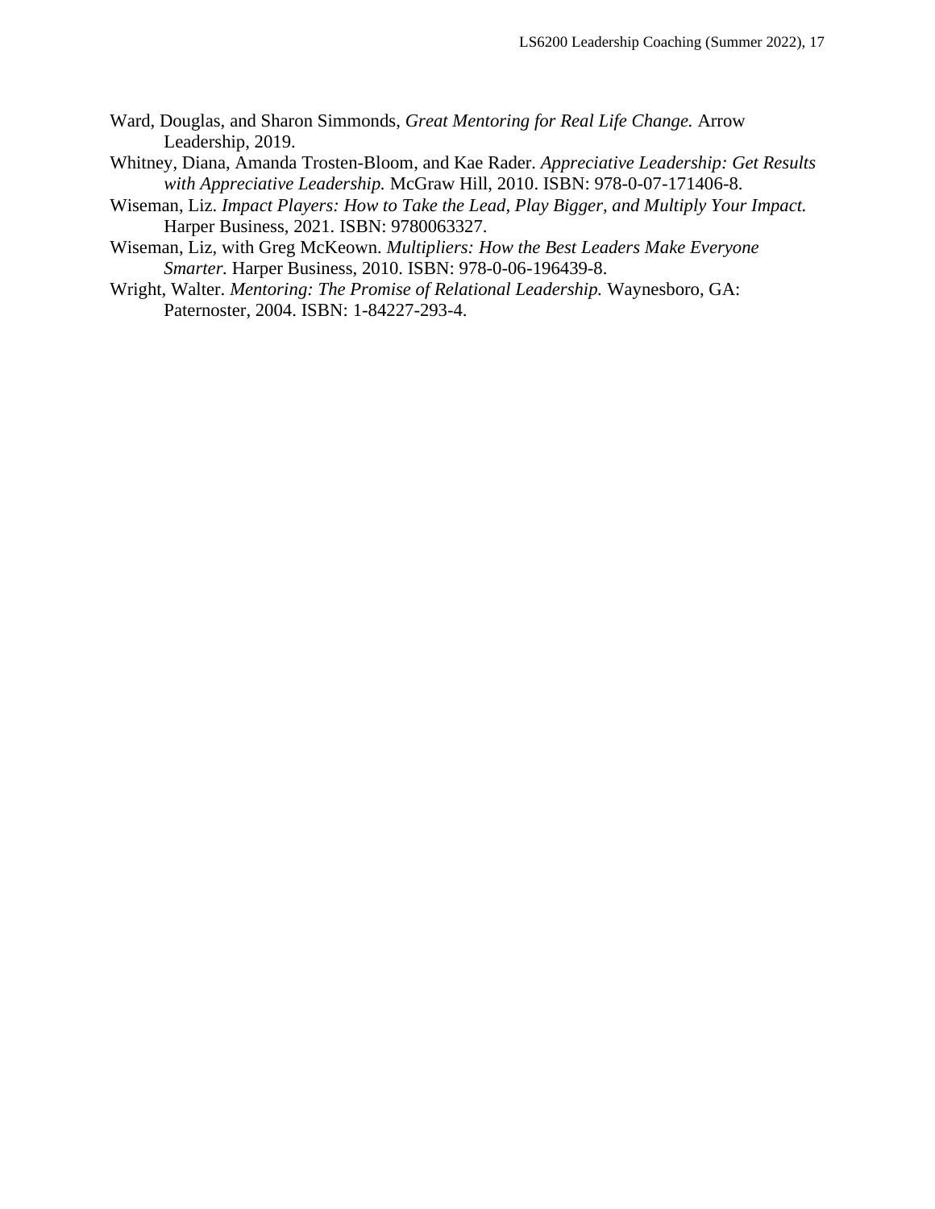Ward, Douglas, and Sharon Simmonds, *Great Mentoring for Real Life Change.* Arrow Leadership, 2019.

Whitney, Diana, Amanda Trosten-Bloom, and Kae Rader. *Appreciative Leadership: Get Results with Appreciative Leadership.* McGraw Hill, 2010. ISBN: 978-0-07-171406-8.

Wiseman, Liz. *Impact Players: How to Take the Lead, Play Bigger, and Multiply Your Impact.* Harper Business, 2021. ISBN: 9780063327.

Wiseman, Liz, with Greg McKeown. *Multipliers: How the Best Leaders Make Everyone Smarter.* Harper Business, 2010. ISBN: 978-0-06-196439-8.

Wright, Walter. *Mentoring: The Promise of Relational Leadership.* Waynesboro, GA: Paternoster, 2004. ISBN: 1-84227-293-4.